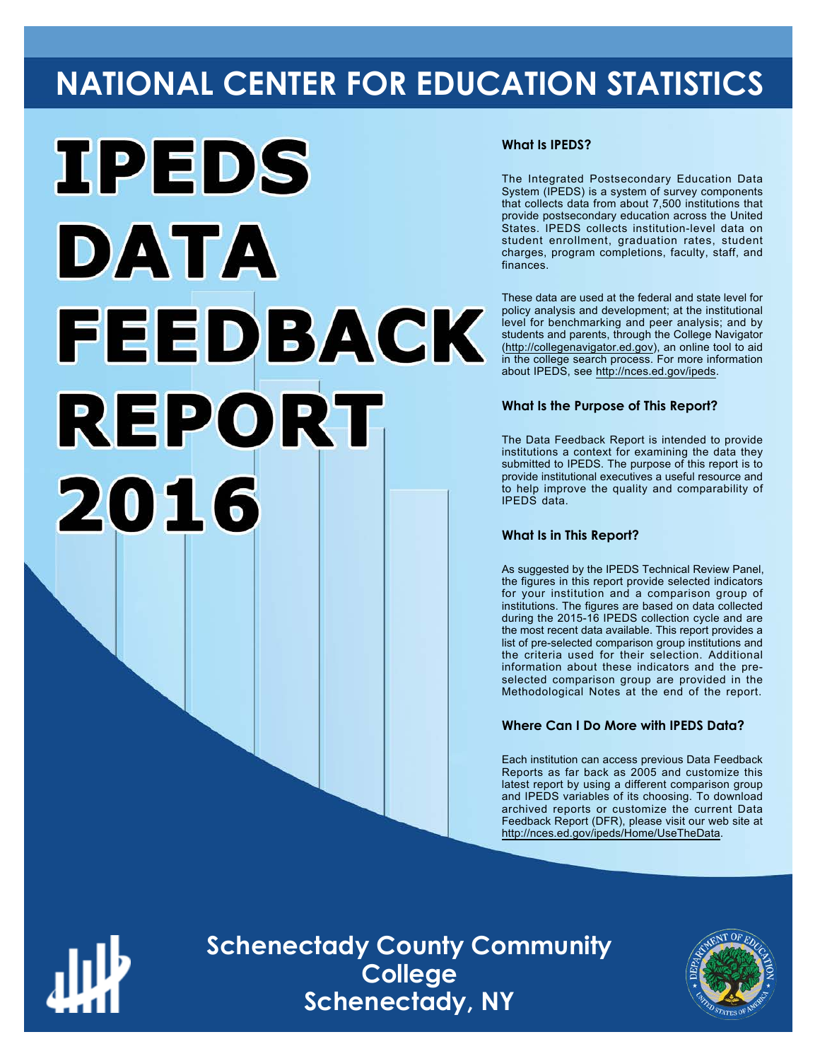# NATIONAL CENTER FOR EDUCATION STATISTICS

# IPEDS DATA FEEDBACK REPORT 2016

### What Is IPEDS?

The Integrated Postsecondary Education Data System (IPEDS) is a system of survey components that collects data from about 7,500 institutions that provide postsecondary education across the United States. IPEDS collects institution-level data on student enrollment, graduation rates, student charges, program completions, faculty, staff, and finances.

These data are used at the federal and state level for policy analysis and development; at the institutional level for benchmarking and peer analysis; and by students and parents, through the College Navigator (http://collegenavigator.ed.gov), an online tool to aid in the college search process. For more information about IPEDS, see http://nces.ed.gov/ipeds.

### What Is the Purpose of This Report?

The Data Feedback Report is intended to provide institutions a context for examining the data they submitted to IPEDS. The purpose of this report is to provide institutional executives a useful resource and to help improve the quality and comparability of IPEDS data.

### What Is in This Report?

As suggested by the IPEDS Technical Review Panel, the figures in this report provide selected indicators for your institution and a comparison group of institutions. The figures are based on data collected during the 2015-16 IPEDS collection cycle and are the most recent data available. This report provides a list of pre-selected comparison group institutions and the criteria used for their selection. Additional information about these indicators and the pre-selected comparison group are provided in the Methodological Notes at the end of the report.

### Where Can I Do More with IPEDS Data?

Each institution can access previous Data Feedback Reports as far back as 2005 and customize this latest report by using a different comparison group and IPEDS variables of its choosing. To download archived reports or customize the current Data Feedback Report (DFR), please visit our web site at http://nces.ed.gov/ipeds/Home/UseTheData.

## Schenectady County Community College
## Schenectady, NY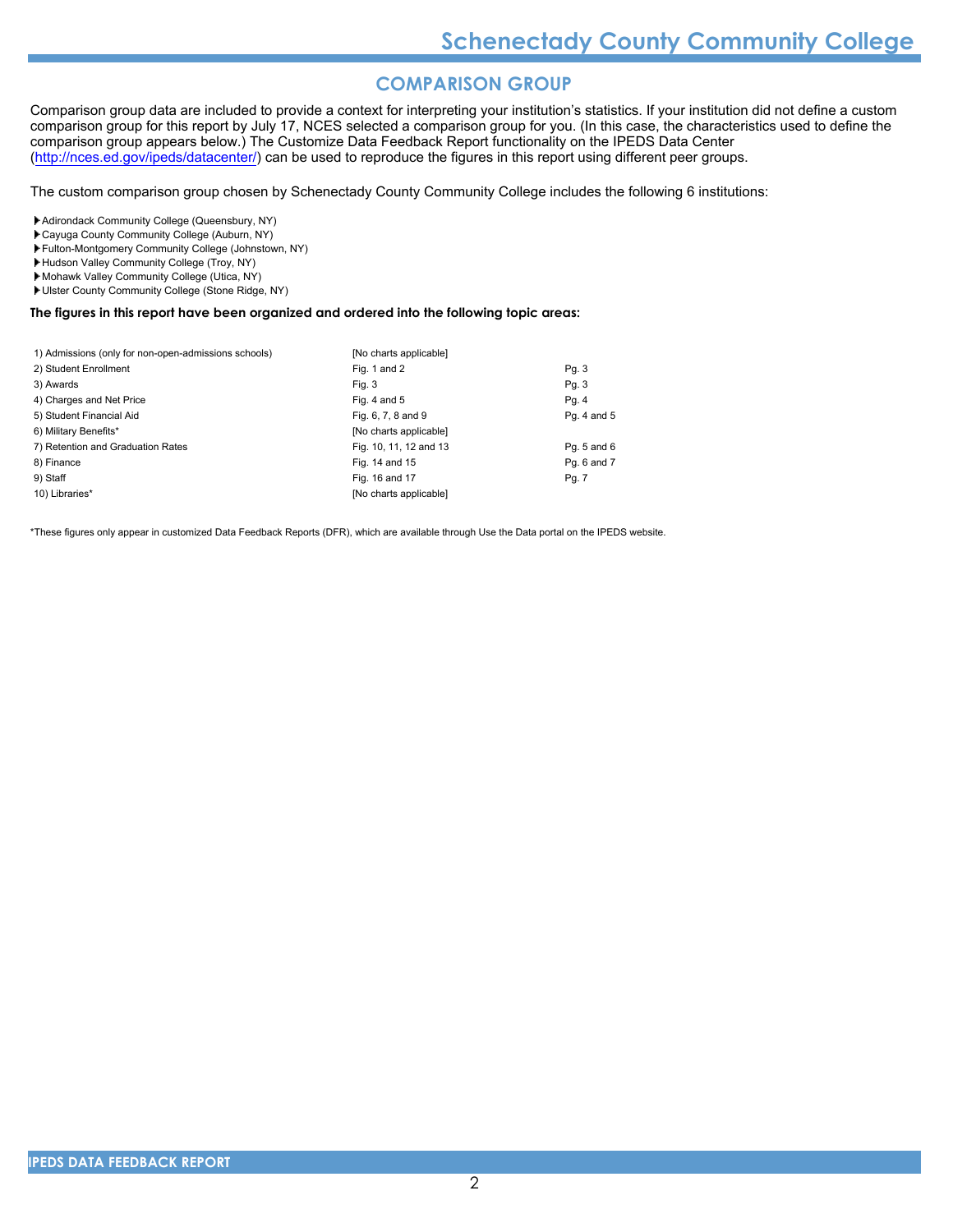## COMPARISON GROUP

Comparison group data are included to provide a context for interpreting your institution's statistics. If your institution did not define a custom comparison group for this report by July 17, NCES selected a comparison group for you. (In this case, the characteristics used to define the comparison group appears below.) The Customize Data Feedback Report functionality on the IPEDS Data Center (http://nces.ed.gov/ipeds/datacenter/) can be used to reproduce the figures in this report using different peer groups.

The custom comparison group chosen by Schenectady County Community College includes the following 6 institutions:

- Adirondack Community College (Queensbury, NY)
- Cayuga County Community College (Auburn, NY)
- Fulton-Montgomery Community College (Johnstown, NY)
- Hudson Valley Community College (Troy, NY)
- Mohawk Valley Community College (Utica, NY)
- Ulster County Community College (Stone Ridge, NY)

**The figures in this report have been organized and ordered into the following topic areas:**

| Topic area | Figures | Pages |
|---|---|---|
| 1) Admissions (only for non-open-admissions schools) | [No charts applicable] | |
| 2) Student Enrollment | Fig. 1 and 2 | Pg. 3 |
| 3) Awards | Fig. 3 | Pg. 3 |
| 4) Charges and Net Price | Fig. 4 and 5 | Pg. 4 |
| 5) Student Financial Aid | Fig. 6, 7, 8 and 9 | Pg. 4 and 5 |
| 6) Military Benefits* | [No charts applicable] | |
| 7) Retention and Graduation Rates | Fig. 10, 11, 12 and 13 | Pg. 5 and 6 |
| 8) Finance | Fig. 14 and 15 | Pg. 6 and 7 |
| 9) Staff | Fig. 16 and 17 | Pg. 7 |
| 10) Libraries* | [No charts applicable] | |

*These figures only appear in customized Data Feedback Reports (DFR), which are available through Use the Data portal on the IPEDS website.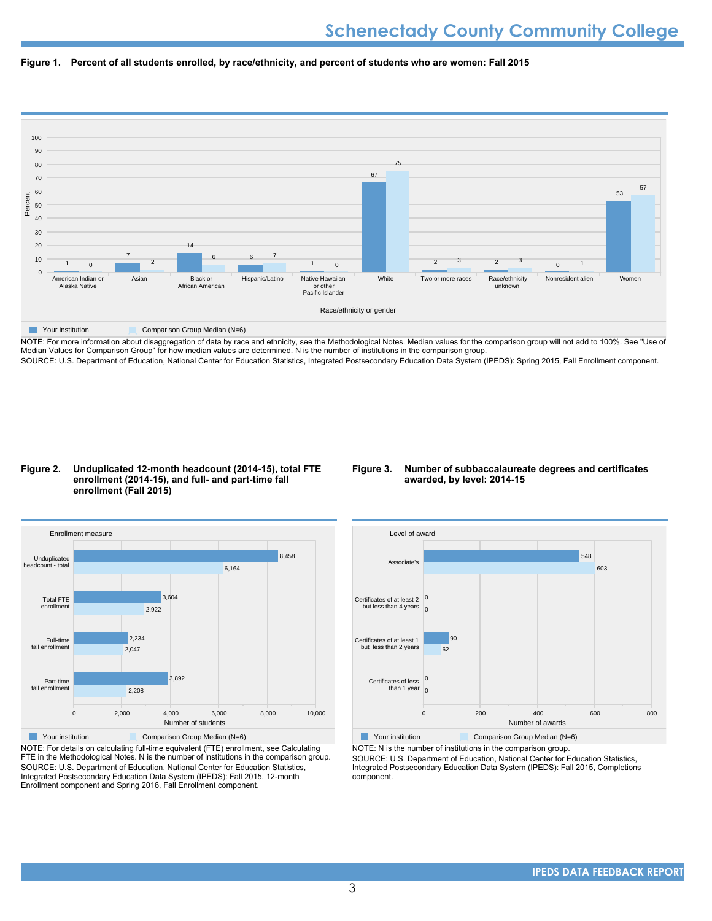# Schenectady County Community College

**Figure 1. Percent of all students enrolled, by race/ethnicity, and percent of students who are women: Fall 2015**

| Race/ethnicity or gender | Your institution | Comparison Group Median (N=6) |
|---|---|---|
| American Indian or Alaska Native | 1 | 0 |
| Asian | 7 | 2 |
| Black or African American | 14 | 6 |
| Hispanic/Latino | 6 | 7 |
| Native Hawaiian or other Pacific Islander | 1 | 0 |
| White | 67 | 75 |
| Two or more races | 2 | 3 |
| Race/ethnicity unknown | 2 | 3 |
| Nonresident alien | 0 | 1 |
| Women | 53 | 57 |

NOTE: For more information about disaggregation of data by race and ethnicity, see the Methodological Notes. Median values for the comparison group will not add to 100%. See "Use of Median Values for Comparison Group" for how median values are determined. N is the number of institutions in the comparison group.
SOURCE: U.S. Department of Education, National Center for Education Statistics, Integrated Postsecondary Education Data System (IPEDS): Spring 2015, Fall Enrollment component.

**Figure 2. Unduplicated 12-month headcount (2014-15), total FTE enrollment (2014-15), and full- and part-time fall enrollment (Fall 2015)**

| Enrollment measure | Your institution | Comparison Group Median (N=6) |
|---|---|---|
| Unduplicated headcount - total | 8,458 | 6,164 |
| Total FTE enrollment | 3,604 | 2,922 |
| Full-time fall enrollment | 2,234 | 2,047 |
| Part-time fall enrollment | 3,892 | 2,208 |

NOTE: For details on calculating full-time equivalent (FTE) enrollment, see Calculating FTE in the Methodological Notes. N is the number of institutions in the comparison group.
SOURCE: U.S. Department of Education, National Center for Education Statistics, Integrated Postsecondary Education Data System (IPEDS): Fall 2015, 12-month Enrollment component and Spring 2016, Fall Enrollment component.

**Figure 3. Number of subbaccalaureate degrees and certificates awarded, by level: 2014-15**

| Level of award | Your institution | Comparison Group Median (N=6) |
|---|---|---|
| Associate's | 548 | 603 |
| Certificates of at least 2 but less than 4 years | 0 | 0 |
| Certificates of at least 1 but less than 2 years | 90 | 62 |
| Certificates of less than 1 year | 0 | 0 |

NOTE: N is the number of institutions in the comparison group.
SOURCE: U.S. Department of Education, National Center for Education Statistics, Integrated Postsecondary Education Data System (IPEDS): Fall 2015, Completions component.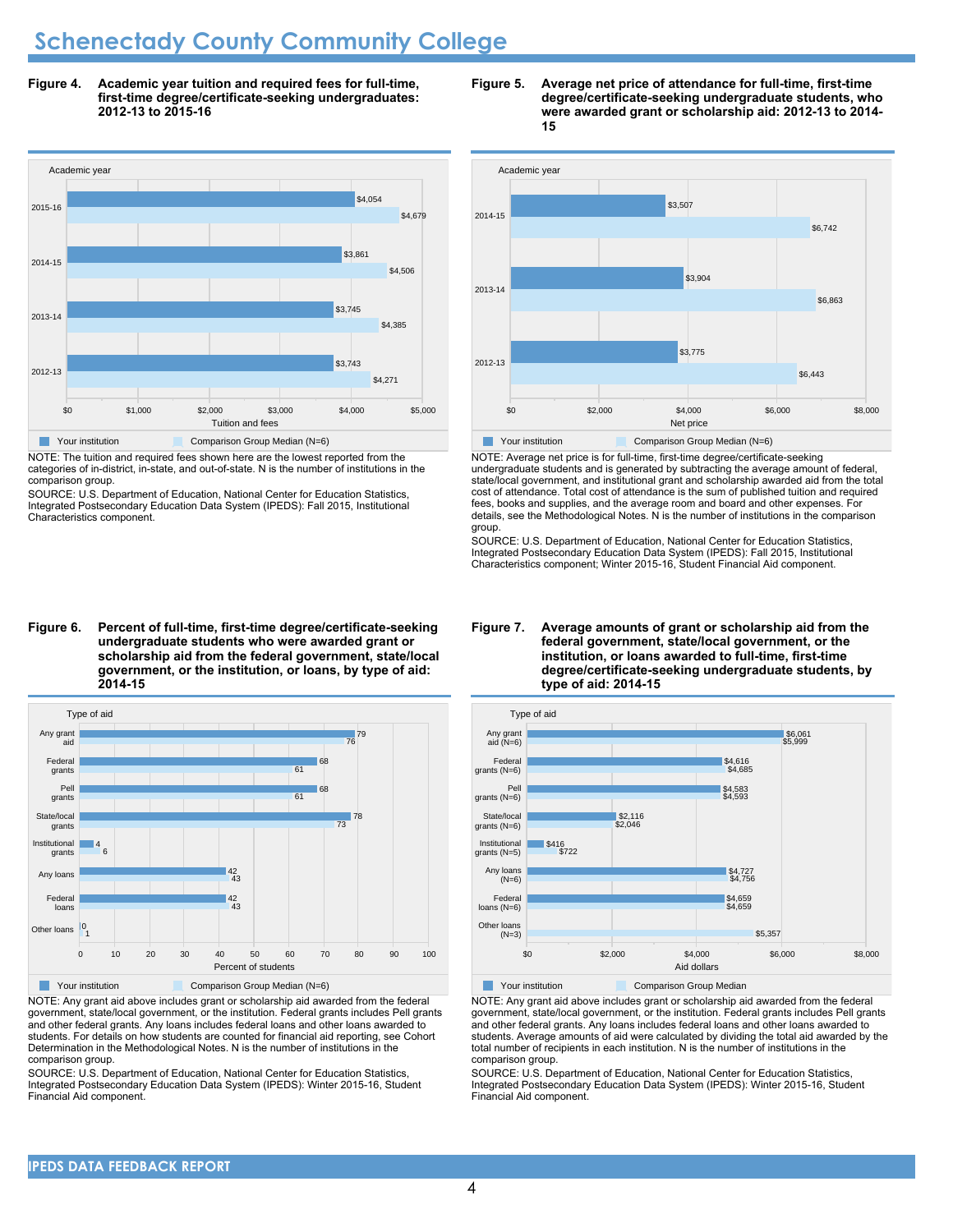# Schenectady County Community College

**Figure 4. Academic year tuition and required fees for full-time, first-time degree/certificate-seeking undergraduates: 2012-13 to 2015-16**

| Academic year | Your institution | Comparison Group Median (N=6) |
|---|---|---|
| 2015-16 | $4,054 | $4,679 |
| 2014-15 | $3,861 | $4,506 |
| 2013-14 | $3,745 | $4,385 |
| 2012-13 | $3,743 | $4,271 |

NOTE: The tuition and required fees shown here are the lowest reported from the categories of in-district, in-state, and out-of-state. N is the number of institutions in the comparison group.

SOURCE: U.S. Department of Education, National Center for Education Statistics, Integrated Postsecondary Education Data System (IPEDS): Fall 2015, Institutional Characteristics component.

**Figure 5. Average net price of attendance for full-time, first-time degree/certificate-seeking undergraduate students, who were awarded grant or scholarship aid: 2012-13 to 2014-15**

| Academic year | Your institution | Comparison Group Median (N=6) |
|---|---|---|
| 2014-15 | $3,507 | $6,742 |
| 2013-14 | $3,904 | $6,863 |
| 2012-13 | $3,775 | $6,443 |

NOTE: Average net price is for full-time, first-time degree/certificate-seeking undergraduate students and is generated by subtracting the average amount of federal, state/local government, and institutional grant and scholarship awarded aid from the total cost of attendance. Total cost of attendance is the sum of published tuition and required fees, books and supplies, and the average room and board and other expenses. For details, see the Methodological Notes. N is the number of institutions in the comparison group.

SOURCE: U.S. Department of Education, National Center for Education Statistics, Integrated Postsecondary Education Data System (IPEDS): Fall 2015, Institutional Characteristics component; Winter 2015-16, Student Financial Aid component.

**Figure 6. Percent of full-time, first-time degree/certificate-seeking undergraduate students who were awarded grant or scholarship aid from the federal government, state/local government, or the institution, or loans, by type of aid: 2014-15**

| Type of aid | Your institution | Comparison Group Median (N=6) |
|---|---|---|
| Any grant aid | 79 | 76 |
| Federal grants | 68 | 61 |
| Pell grants | 68 | 61 |
| State/local grants | 78 | 73 |
| Institutional grants | 4 | 6 |
| Any loans | 42 | 43 |
| Federal loans | 42 | 43 |
| Other loans | 0 | 1 |

NOTE: Any grant aid above includes grant or scholarship aid awarded from the federal government, state/local government, or the institution. Federal grants includes Pell grants and other federal grants. Any loans includes federal loans and other loans awarded to students. For details on how students are counted for financial aid reporting, see Cohort Determination in the Methodological Notes. N is the number of institutions in the comparison group.

SOURCE: U.S. Department of Education, National Center for Education Statistics, Integrated Postsecondary Education Data System (IPEDS): Winter 2015-16, Student Financial Aid component.

**Figure 7. Average amounts of grant or scholarship aid from the federal government, state/local government, or the institution, or loans awarded to full-time, first-time degree/certificate-seeking undergraduate students, by type of aid: 2014-15**

| Type of aid | Your institution | Comparison Group Median |
|---|---|---|
| Any grant aid (N=6) | $6,061 | $5,999 |
| Federal grants (N=6) | $4,616 | $4,685 |
| Pell grants (N=6) | $4,583 | $4,593 |
| State/local grants (N=6) | $2,116 | $2,046 |
| Institutional grants (N=5) | $416 | $722 |
| Any loans (N=6) | $4,727 | $4,756 |
| Federal loans (N=6) | $4,659 | $4,659 |
| Other loans (N=3) | | $5,357 |

NOTE: Any grant aid above includes grant or scholarship aid awarded from the federal government, state/local government, or the institution. Federal grants includes Pell grants and other federal grants. Any loans includes federal loans and other loans awarded to students. Average amounts of aid were calculated by dividing the total aid awarded by the total number of recipients in each institution. N is the number of institutions in the comparison group.

SOURCE: U.S. Department of Education, National Center for Education Statistics, Integrated Postsecondary Education Data System (IPEDS): Winter 2015-16, Student Financial Aid component.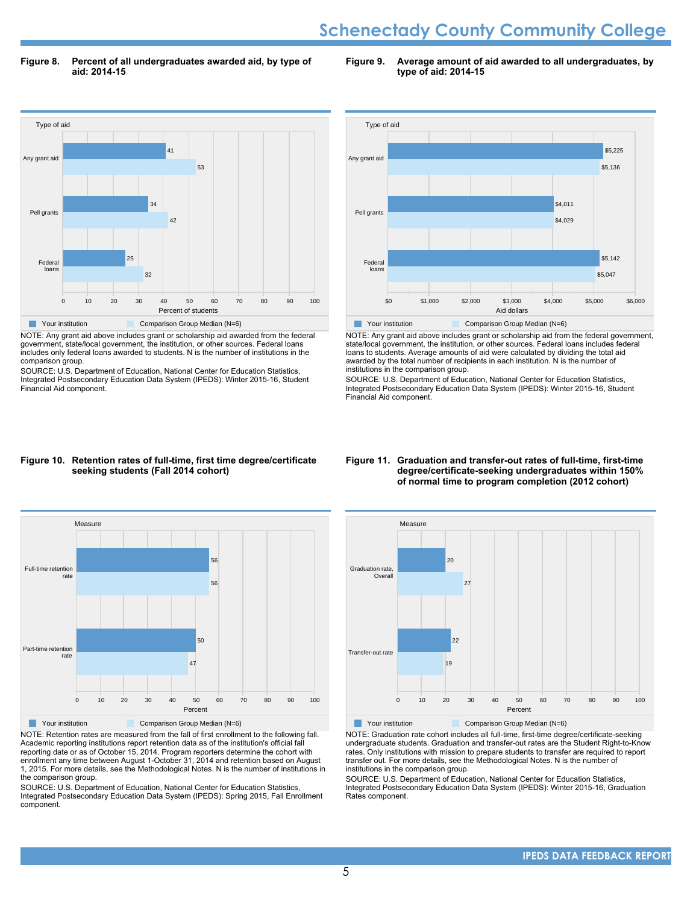**Figure 8. Percent of all undergraduates awarded aid, by type of aid: 2014-15**

| Type of aid | Your institution | Comparison Group Median (N=6) |
|---|---|---|
| Any grant aid | 41 | 53 |
| Pell grants | 34 | 42 |
| Federal loans | 25 | 32 |

Percent of students

NOTE: Any grant aid above includes grant or scholarship aid awarded from the federal government, state/local government, the institution, or other sources. Federal loans includes only federal loans awarded to students. N is the number of institutions in the comparison group.

SOURCE: U.S. Department of Education, National Center for Education Statistics, Integrated Postsecondary Education Data System (IPEDS): Winter 2015-16, Student Financial Aid component.

**Figure 9. Average amount of aid awarded to all undergraduates, by type of aid: 2014-15**

| Type of aid | Your institution | Comparison Group Median (N=6) |
|---|---|---|
| Any grant aid | $5,225 | $5,136 |
| Pell grants | $4,011 | $4,029 |
| Federal loans | $5,142 | $5,047 |

Aid dollars

NOTE: Any grant aid above includes grant or scholarship aid from the federal government, state/local government, the institution, or other sources. Federal loans includes federal loans to students. Average amounts of aid were calculated by dividing the total aid awarded by the total number of recipients in each institution. N is the number of institutions in the comparison group.

SOURCE: U.S. Department of Education, National Center for Education Statistics, Integrated Postsecondary Education Data System (IPEDS): Winter 2015-16, Student Financial Aid component.

**Figure 10. Retention rates of full-time, first time degree/certificate seeking students (Fall 2014 cohort)**

| Measure | Your institution | Comparison Group Median (N=6) |
|---|---|---|
| Full-time retention rate | 56 | 56 |
| Part-time retention rate | 50 | 47 |

Percent

NOTE: Retention rates are measured from the fall of first enrollment to the following fall. Academic reporting institutions report retention data as of the institution's official fall reporting date or as of October 15, 2014. Program reporters determine the cohort with enrollment any time between August 1-October 31, 2014 and retention based on August 1, 2015. For more details, see the Methodological Notes. N is the number of institutions in the comparison group.

SOURCE: U.S. Department of Education, National Center for Education Statistics, Integrated Postsecondary Education Data System (IPEDS): Spring 2015, Fall Enrollment component.

**Figure 11. Graduation and transfer-out rates of full-time, first-time degree/certificate-seeking undergraduates within 150% of normal time to program completion (2012 cohort)**

| Measure | Your institution | Comparison Group Median (N=6) |
|---|---|---|
| Graduation rate, Overall | 20 | 27 |
| Transfer-out rate | 22 | 19 |

Percent

NOTE: Graduation rate cohort includes all full-time, first-time degree/certificate-seeking undergraduate students. Graduation and transfer-out rates are the Student Right-to-Know rates. Only institutions with mission to prepare students to transfer are required to report transfer out. For more details, see the Methodological Notes. N is the number of institutions in the comparison group.

SOURCE: U.S. Department of Education, National Center for Education Statistics, Integrated Postsecondary Education Data System (IPEDS): Winter 2015-16, Graduation Rates component.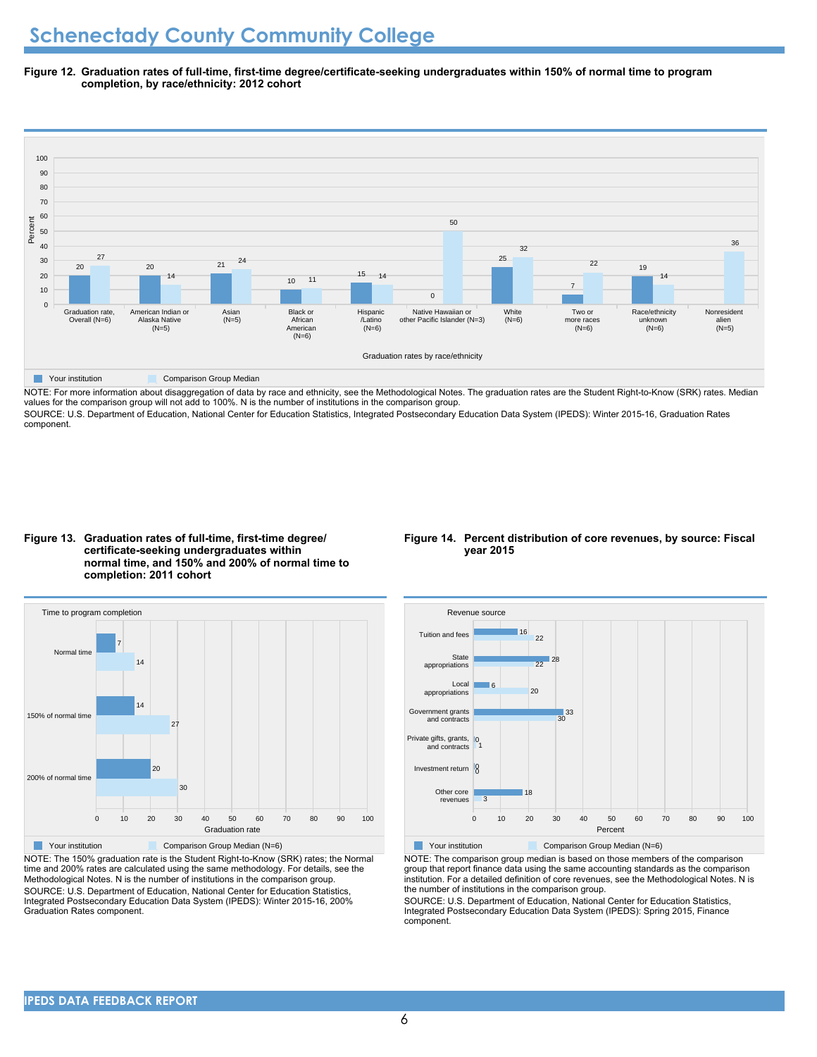# Schenectady County Community College

**Figure 12. Graduation rates of full-time, first-time degree/certificate-seeking undergraduates within 150% of normal time to program completion, by race/ethnicity: 2012 cohort**

| Graduation rates by race/ethnicity | Your institution | Comparison Group Median |
|---|---|---|
| Graduation rate, Overall (N=6) | 20 | 27 |
| American Indian or Alaska Native (N=5) | 20 | 14 |
| Asian (N=5) | 21 | 24 |
| Black or African American (N=6) | 10 | 11 |
| Hispanic /Latino (N=6) | 15 | 14 |
| Native Hawaiian or other Pacific Islander (N=3) | 0 | 50 |
| White (N=6) | 25 | 32 |
| Two or more races (N=6) | 7 | 22 |
| Race/ethnicity unknown (N=6) | 19 | 14 |
| Nonresident alien (N=5) | | 36 |

NOTE: For more information about disaggregation of data by race and ethnicity, see the Methodological Notes. The graduation rates are the Student Right-to-Know (SRK) rates. Median values for the comparison group will not add to 100%. N is the number of institutions in the comparison group.

SOURCE: U.S. Department of Education, National Center for Education Statistics, Integrated Postsecondary Education Data System (IPEDS): Winter 2015-16, Graduation Rates component.

**Figure 13. Graduation rates of full-time, first-time degree/ certificate-seeking undergraduates within normal time, and 150% and 200% of normal time to completion: 2011 cohort**

| Time to program completion | Your institution | Comparison Group Median (N=6) |
|---|---|---|
| Normal time | 7 | 14 |
| 150% of normal time | 14 | 27 |
| 200% of normal time | 20 | 30 |

NOTE: The 150% graduation rate is the Student Right-to-Know (SRK) rates; the Normal time and 200% rates are calculated using the same methodology. For details, see the Methodological Notes. N is the number of institutions in the comparison group.

SOURCE: U.S. Department of Education, National Center for Education Statistics, Integrated Postsecondary Education Data System (IPEDS): Winter 2015-16, 200% Graduation Rates component.

**Figure 14. Percent distribution of core revenues, by source: Fiscal year 2015**

| Revenue source | Your institution | Comparison Group Median (N=6) |
|---|---|---|
| Tuition and fees | 16 | 22 |
| State appropriations | 28 | 22 |
| Local appropriations | 6 | 20 |
| Government grants and contracts | 33 | 30 |
| Private gifts, grants, and contracts | 0 | 1 |
| Investment return | 0 | 0 |
| Other core revenues | 18 | 3 |

NOTE: The comparison group median is based on those members of the comparison group that report finance data using the same accounting standards as the comparison institution. For a detailed definition of core revenues, see the Methodological Notes. N is the number of institutions in the comparison group.

SOURCE: U.S. Department of Education, National Center for Education Statistics, Integrated Postsecondary Education Data System (IPEDS): Spring 2015, Finance component.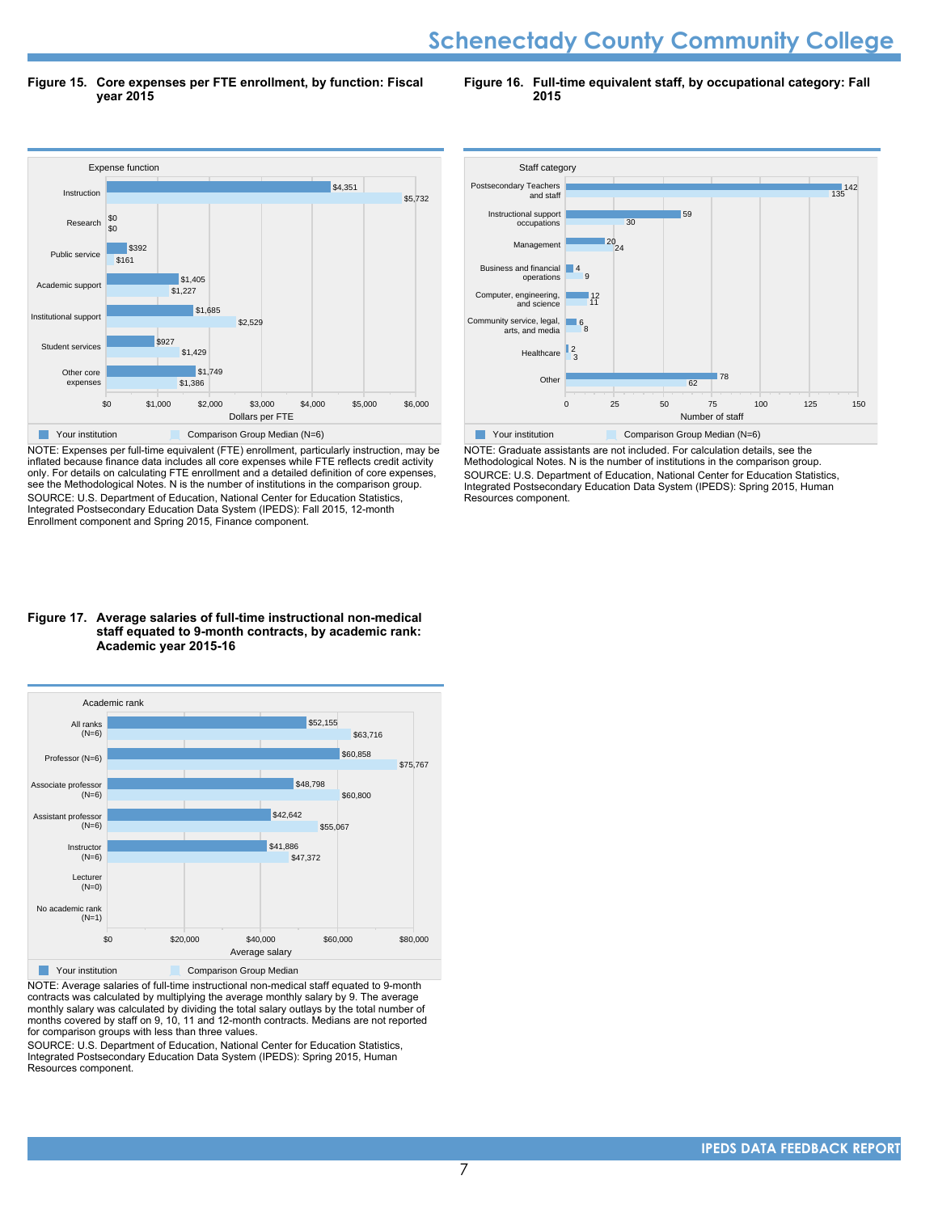**Figure 15. Core expenses per FTE enrollment, by function: Fiscal year 2015**

| Expense function | Your institution | Comparison Group Median (N=6) |
|---|---|---|
| Instruction | $4,351 | $5,732 |
| Research | $0 | $0 |
| Public service | $392 | $161 |
| Academic support | $1,405 | $1,227 |
| Institutional support | $1,685 | $2,529 |
| Student services | $927 | $1,429 |
| Other core expenses | $1,749 | $1,386 |

NOTE: Expenses per full-time equivalent (FTE) enrollment, particularly instruction, may be inflated because finance data includes all core expenses while FTE reflects credit activity only. For details on calculating FTE enrollment and a detailed definition of core expenses, see the Methodological Notes. N is the number of institutions in the comparison group.
SOURCE: U.S. Department of Education, National Center for Education Statistics, Integrated Postsecondary Education Data System (IPEDS): Fall 2015, 12-month Enrollment component and Spring 2015, Finance component.

**Figure 16. Full-time equivalent staff, by occupational category: Fall 2015**

| Staff category | Your institution | Comparison Group Median (N=6) |
|---|---|---|
| Postsecondary Teachers and staff | 142 | 135 |
| Instructional support occupations | 59 | 30 |
| Management | 20 | 24 |
| Business and financial operations | 4 | 9 |
| Computer, engineering, and science | 12 | 11 |
| Community service, legal, arts, and media | 6 | 8 |
| Healthcare | 2 | 3 |
| Other | 78 | 62 |

NOTE: Graduate assistants are not included. For calculation details, see the Methodological Notes. N is the number of institutions in the comparison group.
SOURCE: U.S. Department of Education, National Center for Education Statistics, Integrated Postsecondary Education Data System (IPEDS): Spring 2015, Human Resources component.

**Figure 17. Average salaries of full-time instructional non-medical staff equated to 9-month contracts, by academic rank: Academic year 2015-16**

| Academic rank | Your institution | Comparison Group Median |
|---|---|---|
| All ranks (N=6) | $52,155 | $63,716 |
| Professor (N=6) | $60,858 | $75,767 |
| Associate professor (N=6) | $48,798 | $60,800 |
| Assistant professor (N=6) | $42,642 | $55,067 |
| Instructor (N=6) | $41,886 | $47,372 |
| Lecturer (N=0) | | |
| No academic rank (N=1) | | |

NOTE: Average salaries of full-time instructional non-medical staff equated to 9-month contracts was calculated by multiplying the average monthly salary by 9. The average monthly salary was calculated by dividing the total salary outlays by the total number of months covered by staff on 9, 10, 11 and 12-month contracts. Medians are not reported for comparison groups with less than three values.
SOURCE: U.S. Department of Education, National Center for Education Statistics, Integrated Postsecondary Education Data System (IPEDS): Spring 2015, Human Resources component.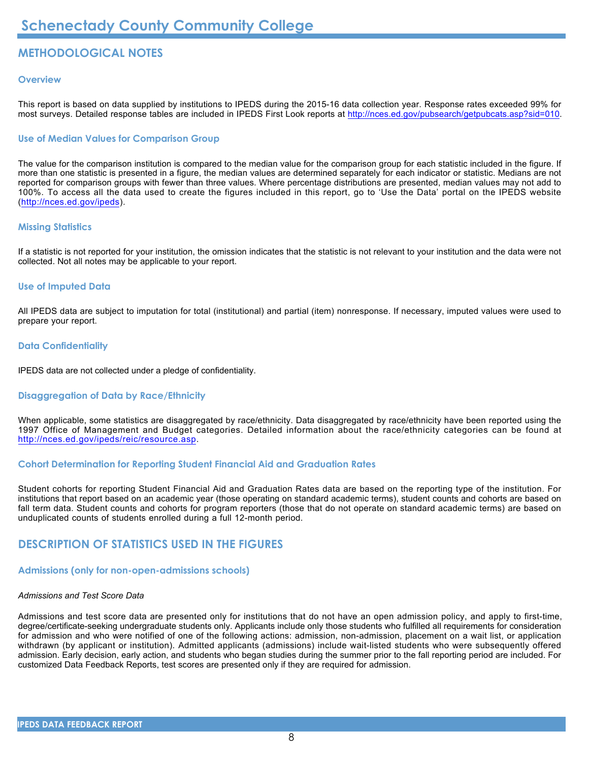# METHODOLOGICAL NOTES

### Overview

This report is based on data supplied by institutions to IPEDS during the 2015-16 data collection year. Response rates exceeded 99% for most surveys. Detailed response tables are included in IPEDS First Look reports at http://nces.ed.gov/pubsearch/getpubcats.asp?sid=010.

### Use of Median Values for Comparison Group

The value for the comparison institution is compared to the median value for the comparison group for each statistic included in the figure. If more than one statistic is presented in a figure, the median values are determined separately for each indicator or statistic. Medians are not reported for comparison groups with fewer than three values. Where percentage distributions are presented, median values may not add to 100%. To access all the data used to create the figures included in this report, go to 'Use the Data' portal on the IPEDS website (http://nces.ed.gov/ipeds).

### Missing Statistics

If a statistic is not reported for your institution, the omission indicates that the statistic is not relevant to your institution and the data were not collected. Not all notes may be applicable to your report.

### Use of Imputed Data

All IPEDS data are subject to imputation for total (institutional) and partial (item) nonresponse. If necessary, imputed values were used to prepare your report.

### Data Confidentiality

IPEDS data are not collected under a pledge of confidentiality.

### Disaggregation of Data by Race/Ethnicity

When applicable, some statistics are disaggregated by race/ethnicity. Data disaggregated by race/ethnicity have been reported using the 1997 Office of Management and Budget categories. Detailed information about the race/ethnicity categories can be found at http://nces.ed.gov/ipeds/reic/resource.asp.

### Cohort Determination for Reporting Student Financial Aid and Graduation Rates

Student cohorts for reporting Student Financial Aid and Graduation Rates data are based on the reporting type of the institution. For institutions that report based on an academic year (those operating on standard academic terms), student counts and cohorts are based on fall term data. Student counts and cohorts for program reporters (those that do not operate on standard academic terms) are based on unduplicated counts of students enrolled during a full 12-month period.

# DESCRIPTION OF STATISTICS USED IN THE FIGURES

### Admissions (only for non-open-admissions schools)

*Admissions and Test Score Data*

Admissions and test score data are presented only for institutions that do not have an open admission policy, and apply to first-time, degree/certificate-seeking undergraduate students only. Applicants include only those students who fulfilled all requirements for consideration for admission and who were notified of one of the following actions: admission, non-admission, placement on a wait list, or application withdrawn (by applicant or institution). Admitted applicants (admissions) include wait-listed students who were subsequently offered admission. Early decision, early action, and students who began studies during the summer prior to the fall reporting period are included. For customized Data Feedback Reports, test scores are presented only if they are required for admission.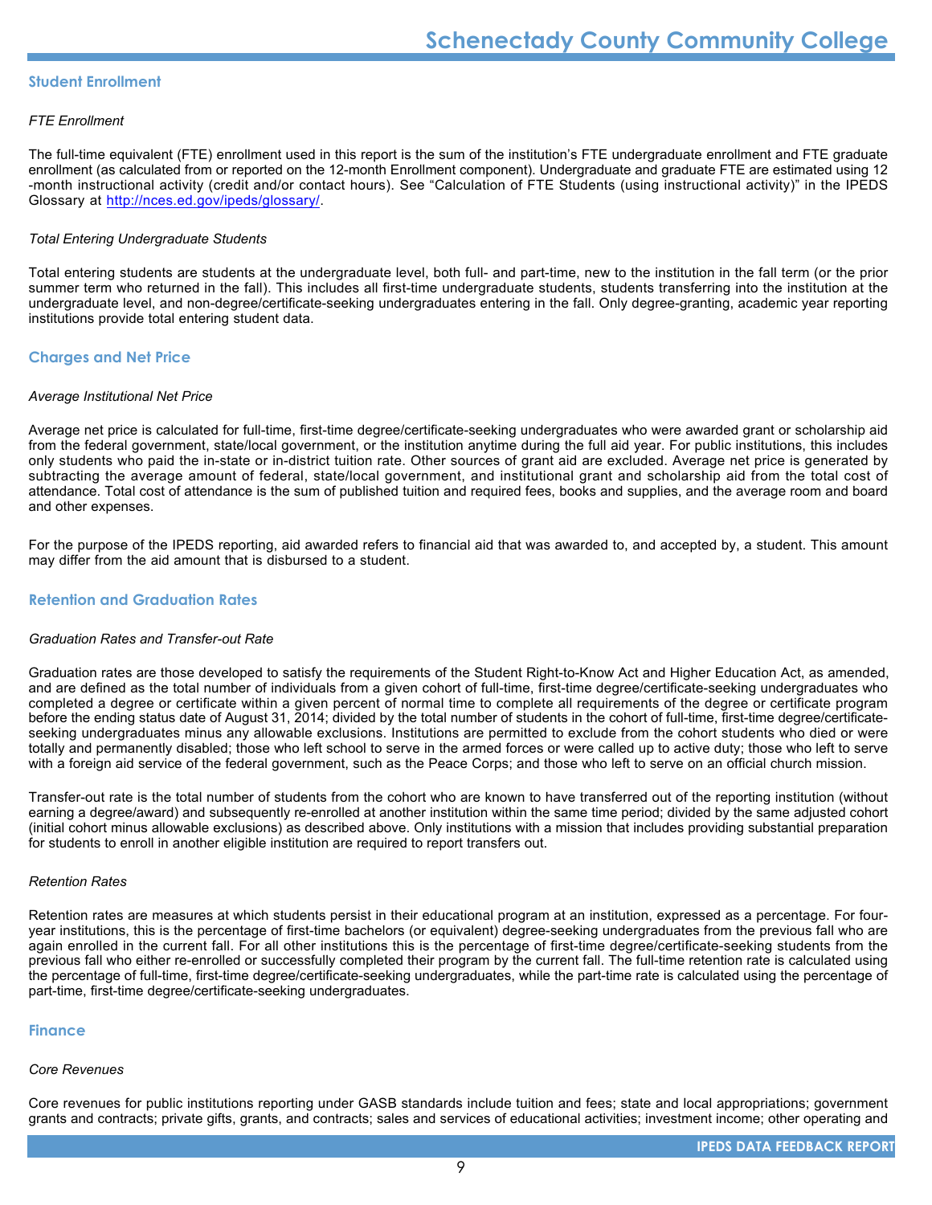## Student Enrollment

### *FTE Enrollment*

The full-time equivalent (FTE) enrollment used in this report is the sum of the institution's FTE undergraduate enrollment and FTE graduate enrollment (as calculated from or reported on the 12-month Enrollment component). Undergraduate and graduate FTE are estimated using 12 -month instructional activity (credit and/or contact hours). See "Calculation of FTE Students (using instructional activity)" in the IPEDS Glossary at http://nces.ed.gov/ipeds/glossary/.

### *Total Entering Undergraduate Students*

Total entering students are students at the undergraduate level, both full- and part-time, new to the institution in the fall term (or the prior summer term who returned in the fall). This includes all first-time undergraduate students, students transferring into the institution at the undergraduate level, and non-degree/certificate-seeking undergraduates entering in the fall. Only degree-granting, academic year reporting institutions provide total entering student data.

## Charges and Net Price

### *Average Institutional Net Price*

Average net price is calculated for full-time, first-time degree/certificate-seeking undergraduates who were awarded grant or scholarship aid from the federal government, state/local government, or the institution anytime during the full aid year. For public institutions, this includes only students who paid the in-state or in-district tuition rate. Other sources of grant aid are excluded. Average net price is generated by subtracting the average amount of federal, state/local government, and institutional grant and scholarship aid from the total cost of attendance. Total cost of attendance is the sum of published tuition and required fees, books and supplies, and the average room and board and other expenses.

For the purpose of the IPEDS reporting, aid awarded refers to financial aid that was awarded to, and accepted by, a student. This amount may differ from the aid amount that is disbursed to a student.

## Retention and Graduation Rates

### *Graduation Rates and Transfer-out Rate*

Graduation rates are those developed to satisfy the requirements of the Student Right-to-Know Act and Higher Education Act, as amended, and are defined as the total number of individuals from a given cohort of full-time, first-time degree/certificate-seeking undergraduates who completed a degree or certificate within a given percent of normal time to complete all requirements of the degree or certificate program before the ending status date of August 31, 2014; divided by the total number of students in the cohort of full-time, first-time degree/certificate-seeking undergraduates minus any allowable exclusions. Institutions are permitted to exclude from the cohort students who died or were totally and permanently disabled; those who left school to serve in the armed forces or were called up to active duty; those who left to serve with a foreign aid service of the federal government, such as the Peace Corps; and those who left to serve on an official church mission.

Transfer-out rate is the total number of students from the cohort who are known to have transferred out of the reporting institution (without earning a degree/award) and subsequently re-enrolled at another institution within the same time period; divided by the same adjusted cohort (initial cohort minus allowable exclusions) as described above. Only institutions with a mission that includes providing substantial preparation for students to enroll in another eligible institution are required to report transfers out.

### *Retention Rates*

Retention rates are measures at which students persist in their educational program at an institution, expressed as a percentage. For four-year institutions, this is the percentage of first-time bachelors (or equivalent) degree-seeking undergraduates from the previous fall who are again enrolled in the current fall. For all other institutions this is the percentage of first-time degree/certificate-seeking students from the previous fall who either re-enrolled or successfully completed their program by the current fall. The full-time retention rate is calculated using the percentage of full-time, first-time degree/certificate-seeking undergraduates, while the part-time rate is calculated using the percentage of part-time, first-time degree/certificate-seeking undergraduates.

## Finance

### *Core Revenues*

Core revenues for public institutions reporting under GASB standards include tuition and fees; state and local appropriations; government grants and contracts; private gifts, grants, and contracts; sales and services of educational activities; investment income; other operating and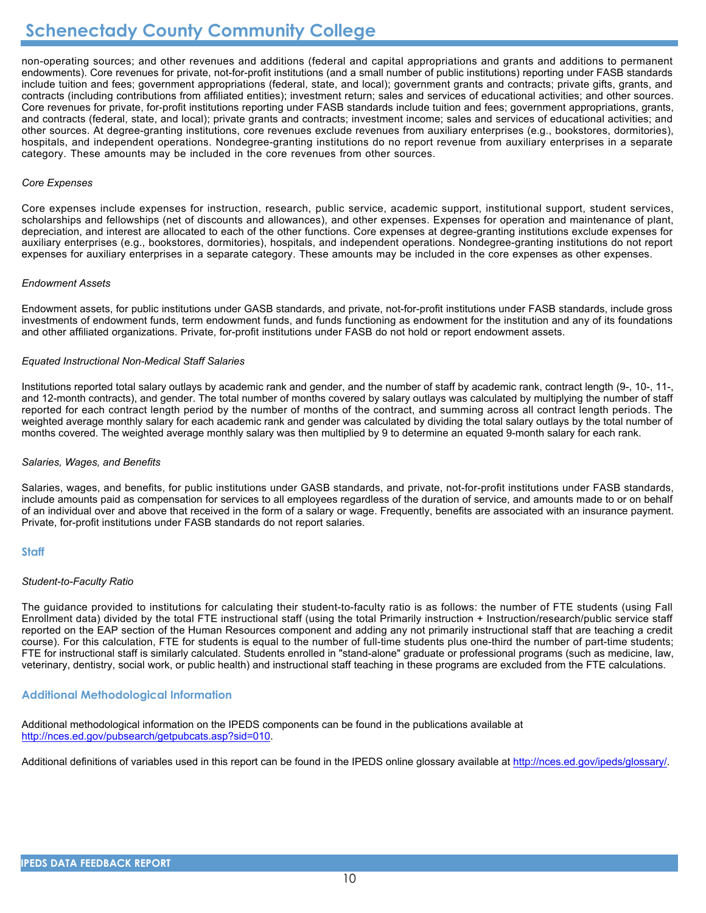non-operating sources; and other revenues and additions (federal and capital appropriations and grants and additions to permanent endowments). Core revenues for private, not-for-profit institutions (and a small number of public institutions) reporting under FASB standards include tuition and fees; government appropriations (federal, state, and local); government grants and contracts; private gifts, grants, and contracts (including contributions from affiliated entities); investment return; sales and services of educational activities; and other sources. Core revenues for private, for-profit institutions reporting under FASB standards include tuition and fees; government appropriations, grants, and contracts (federal, state, and local); private grants and contracts; investment income; sales and services of educational activities; and other sources. At degree-granting institutions, core revenues exclude revenues from auxiliary enterprises (e.g., bookstores, dormitories), hospitals, and independent operations. Nondegree-granting institutions do no report revenue from auxiliary enterprises in a separate category. These amounts may be included in the core revenues from other sources.

*Core Expenses*

Core expenses include expenses for instruction, research, public service, academic support, institutional support, student services, scholarships and fellowships (net of discounts and allowances), and other expenses. Expenses for operation and maintenance of plant, depreciation, and interest are allocated to each of the other functions. Core expenses at degree-granting institutions exclude expenses for auxiliary enterprises (e.g., bookstores, dormitories), hospitals, and independent operations. Nondegree-granting institutions do not report expenses for auxiliary enterprises in a separate category. These amounts may be included in the core expenses as other expenses.

*Endowment Assets*

Endowment assets, for public institutions under GASB standards, and private, not-for-profit institutions under FASB standards, include gross investments of endowment funds, term endowment funds, and funds functioning as endowment for the institution and any of its foundations and other affiliated organizations. Private, for-profit institutions under FASB do not hold or report endowment assets.

*Equated Instructional Non-Medical Staff Salaries*

Institutions reported total salary outlays by academic rank and gender, and the number of staff by academic rank, contract length (9-, 10-, 11-, and 12-month contracts), and gender. The total number of months covered by salary outlays was calculated by multiplying the number of staff reported for each contract length period by the number of months of the contract, and summing across all contract length periods. The weighted average monthly salary for each academic rank and gender was calculated by dividing the total salary outlays by the total number of months covered. The weighted average monthly salary was then multiplied by 9 to determine an equated 9-month salary for each rank.

*Salaries, Wages, and Benefits*

Salaries, wages, and benefits, for public institutions under GASB standards, and private, not-for-profit institutions under FASB standards, include amounts paid as compensation for services to all employees regardless of the duration of service, and amounts made to or on behalf of an individual over and above that received in the form of a salary or wage. Frequently, benefits are associated with an insurance payment. Private, for-profit institutions under FASB standards do not report salaries.

### Staff

*Student-to-Faculty Ratio*

The guidance provided to institutions for calculating their student-to-faculty ratio is as follows: the number of FTE students (using Fall Enrollment data) divided by the total FTE instructional staff (using the total Primarily instruction + Instruction/research/public service staff reported on the EAP section of the Human Resources component and adding any not primarily instructional staff that are teaching a credit course). For this calculation, FTE for students is equal to the number of full-time students plus one-third the number of part-time students; FTE for instructional staff is similarly calculated. Students enrolled in "stand-alone" graduate or professional programs (such as medicine, law, veterinary, dentistry, social work, or public health) and instructional staff teaching in these programs are excluded from the FTE calculations.

## Additional Methodological Information

Additional methodological information on the IPEDS components can be found in the publications available at http://nces.ed.gov/pubsearch/getpubcats.asp?sid=010.

Additional definitions of variables used in this report can be found in the IPEDS online glossary available at http://nces.ed.gov/ipeds/glossary/.